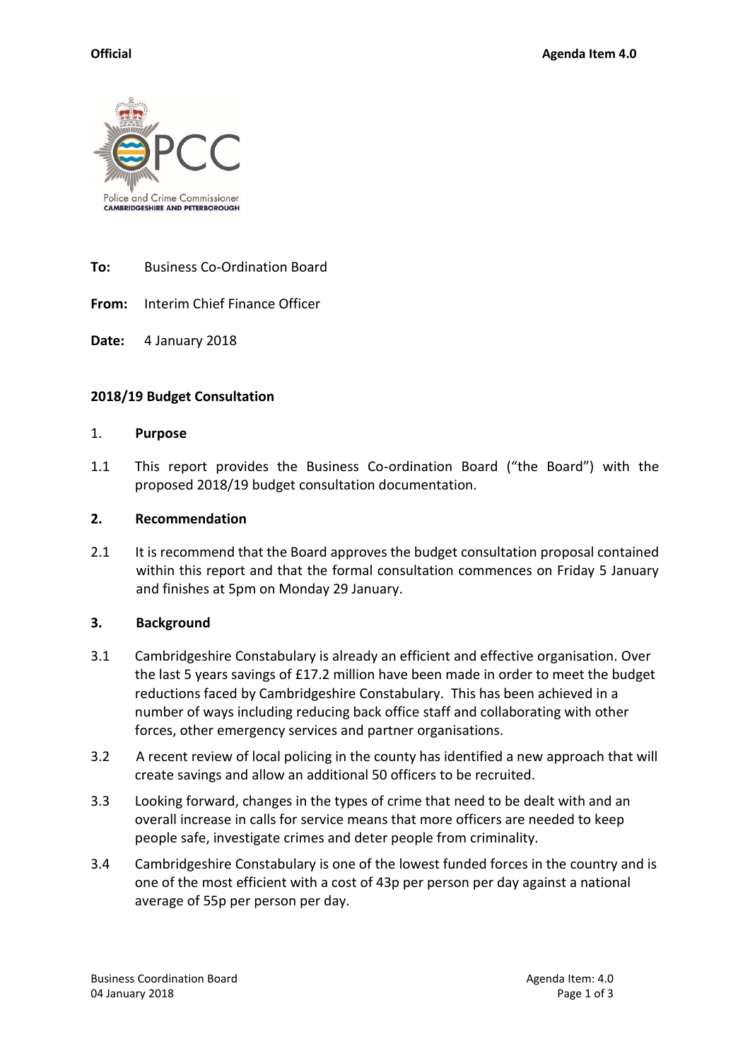Official

Agenda Item 4.0

Police and Crime Commissioner
CAMBRIDGESHIRE AND PETERBOROUGH

**To:** Business Co-Ordination Board

**From:** Interim Chief Finance Officer

**Date:** 4 January 2018

## 2018/19 Budget Consultation

### 1. Purpose

1.1 This report provides the Business Co-ordination Board ("the Board") with the proposed 2018/19 budget consultation documentation.

### 2. Recommendation

2.1 It is recommend that the Board approves the budget consultation proposal contained within this report and that the formal consultation commences on Friday 5 January and finishes at 5pm on Monday 29 January.

### 3. Background

3.1 Cambridgeshire Constabulary is already an efficient and effective organisation. Over the last 5 years savings of £17.2 million have been made in order to meet the budget reductions faced by Cambridgeshire Constabulary. This has been achieved in a number of ways including reducing back office staff and collaborating with other forces, other emergency services and partner organisations.

3.2 A recent review of local policing in the county has identified a new approach that will create savings and allow an additional 50 officers to be recruited.

3.3 Looking forward, changes in the types of crime that need to be dealt with and an overall increase in calls for service means that more officers are needed to keep people safe, investigate crimes and deter people from criminality.

3.4 Cambridgeshire Constabulary is one of the lowest funded forces in the country and is one of the most efficient with a cost of 43p per person per day against a national average of 55p per person per day.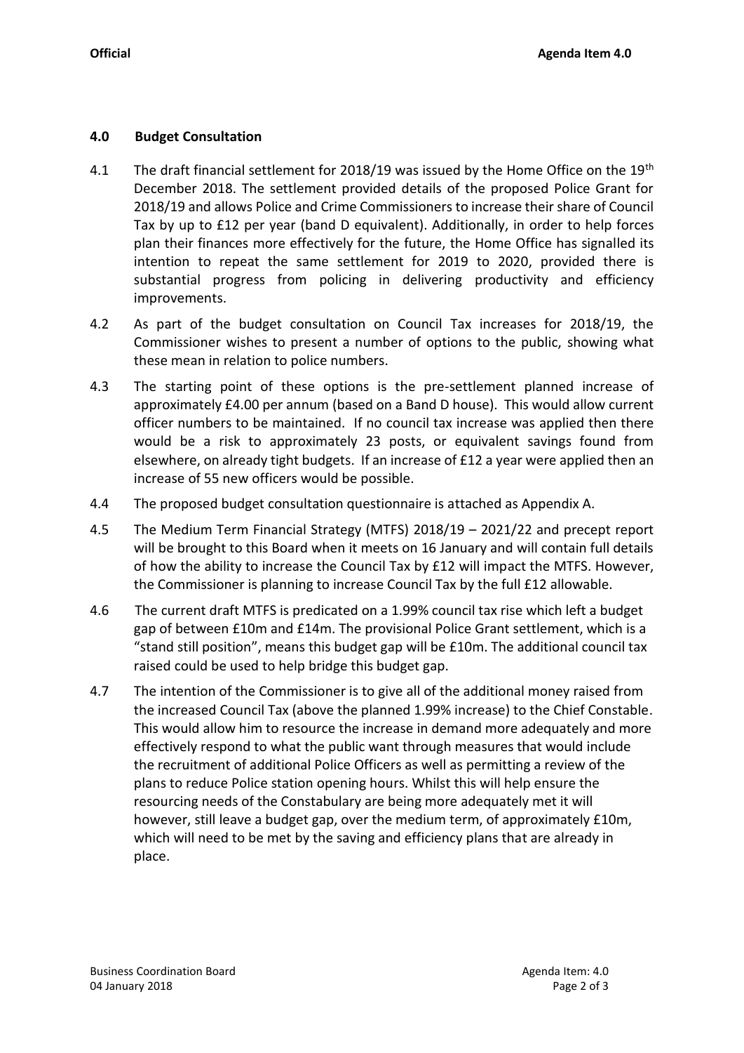## 4.0 Budget Consultation

4.1 The draft financial settlement for 2018/19 was issued by the Home Office on the 19th December 2018. The settlement provided details of the proposed Police Grant for 2018/19 and allows Police and Crime Commissioners to increase their share of Council Tax by up to £12 per year (band D equivalent). Additionally, in order to help forces plan their finances more effectively for the future, the Home Office has signalled its intention to repeat the same settlement for 2019 to 2020, provided there is substantial progress from policing in delivering productivity and efficiency improvements.

4.2 As part of the budget consultation on Council Tax increases for 2018/19, the Commissioner wishes to present a number of options to the public, showing what these mean in relation to police numbers.

4.3 The starting point of these options is the pre-settlement planned increase of approximately £4.00 per annum (based on a Band D house). This would allow current officer numbers to be maintained. If no council tax increase was applied then there would be a risk to approximately 23 posts, or equivalent savings found from elsewhere, on already tight budgets. If an increase of £12 a year were applied then an increase of 55 new officers would be possible.

4.4 The proposed budget consultation questionnaire is attached as Appendix A.

4.5 The Medium Term Financial Strategy (MTFS) 2018/19 – 2021/22 and precept report will be brought to this Board when it meets on 16 January and will contain full details of how the ability to increase the Council Tax by £12 will impact the MTFS. However, the Commissioner is planning to increase Council Tax by the full £12 allowable.

4.6 The current draft MTFS is predicated on a 1.99% council tax rise which left a budget gap of between £10m and £14m. The provisional Police Grant settlement, which is a "stand still position", means this budget gap will be £10m. The additional council tax raised could be used to help bridge this budget gap.

4.7 The intention of the Commissioner is to give all of the additional money raised from the increased Council Tax (above the planned 1.99% increase) to the Chief Constable. This would allow him to resource the increase in demand more adequately and more effectively respond to what the public want through measures that would include the recruitment of additional Police Officers as well as permitting a review of the plans to reduce Police station opening hours. Whilst this will help ensure the resourcing needs of the Constabulary are being more adequately met it will however, still leave a budget gap, over the medium term, of approximately £10m, which will need to be met by the saving and efficiency plans that are already in place.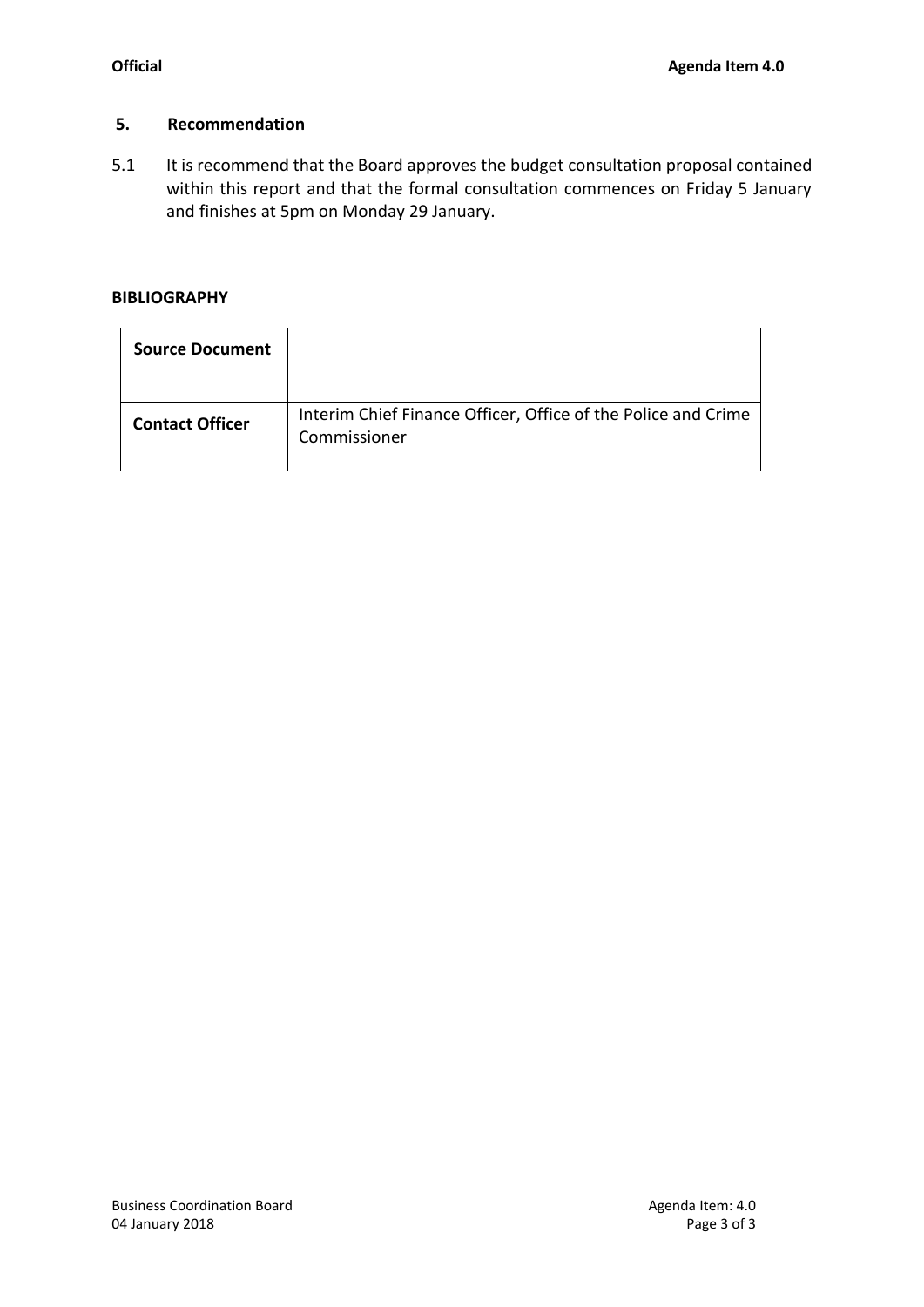## 5. Recommendation

5.1 It is recommend that the Board approves the budget consultation proposal contained within this report and that the formal consultation commences on Friday 5 January and finishes at 5pm on Monday 29 January.

**BIBLIOGRAPHY**

| | |
|---|---|
| **Source Document** | |
| **Contact Officer** | Interim Chief Finance Officer, Office of the Police and Crime Commissioner |